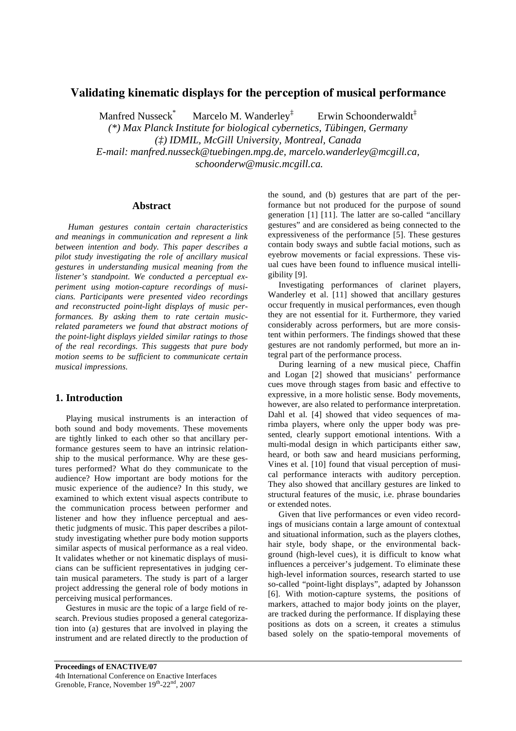# Validating kinematic displays for the perception of musical performance

Manfred Nusseck[*] Marcelo M. Wanderley[‡] Erwin Schoonderwaldt[‡]

*(\*) Max Planck Institute for biological cybernetics, Tübingen, Germany*
*(‡) IDMIL, McGill University, Montreal, Canada*
*E-mail: manfred.nusseck@tuebingen.mpg.de, marcelo.wanderley@mcgill.ca, schoonderw@music.mcgill.ca.*

## Abstract

*Human gestures contain certain characteristics and meanings in communication and represent a link between intention and body. This paper describes a pilot study investigating the role of ancillary musical gestures in understanding musical meaning from the listener's standpoint. We conducted a perceptual experiment using motion-capture recordings of musicians. Participants were presented video recordings and reconstructed point-light displays of music performances. By asking them to rate certain music-related parameters we found that abstract motions of the point-light displays yielded similar ratings to those of the real recordings. This suggests that pure body motion seems to be sufficient to communicate certain musical impressions.*

## 1. Introduction

Playing musical instruments is an interaction of both sound and body movements. These movements are tightly linked to each other so that ancillary performance gestures seem to have an intrinsic relationship to the musical performance. Why are these gestures performed? What do they communicate to the audience? How important are body motions for the music experience of the audience? In this study, we examined to which extent visual aspects contribute to the communication process between performer and listener and how they influence perceptual and aesthetic judgments of music. This paper describes a pilot-study investigating whether pure body motion supports similar aspects of musical performance as a real video. It validates whether or not kinematic displays of musicians can be sufficient representatives in judging certain musical parameters. The study is part of a larger project addressing the general role of body motions in perceiving musical performances.

Gestures in music are the topic of a large field of research. Previous studies proposed a general categorization into (a) gestures that are involved in playing the instrument and are related directly to the production of the sound, and (b) gestures that are part of the performance but not produced for the purpose of sound generation [1] [11]. The latter are so-called "ancillary gestures" and are considered as being connected to the expressiveness of the performance [5]. These gestures contain body sways and subtle facial motions, such as eyebrow movements or facial expressions. These visual cues have been found to influence musical intelligibility [9].

Investigating performances of clarinet players, Wanderley et al. [11] showed that ancillary gestures occur frequently in musical performances, even though they are not essential for it. Furthermore, they varied considerably across performers, but are more consistent within performers. The findings showed that these gestures are not randomly performed, but more an integral part of the performance process.

During learning of a new musical piece, Chaffin and Logan [2] showed that musicians' performance cues move through stages from basic and effective to expressive, in a more holistic sense. Body movements, however, are also related to performance interpretation. Dahl et al. [4] showed that video sequences of marimba players, where only the upper body was presented, clearly support emotional intentions. With a multi-modal design in which participants either saw, heard, or both saw and heard musicians performing, Vines et al. [10] found that visual perception of musical performance interacts with auditory perception. They also showed that ancillary gestures are linked to structural features of the music, i.e. phrase boundaries or extended notes.

Given that live performances or even video recordings of musicians contain a large amount of contextual and situational information, such as the players clothes, hair style, body shape, or the environmental background (high-level cues), it is difficult to know what influences a perceiver's judgement. To eliminate these high-level information sources, research started to use so-called "point-light displays", adapted by Johansson [6]. With motion-capture systems, the positions of markers, attached to major body joints on the player, are tracked during the performance. If displaying these positions as dots on a screen, it creates a stimulus based solely on the spatio-temporal movements of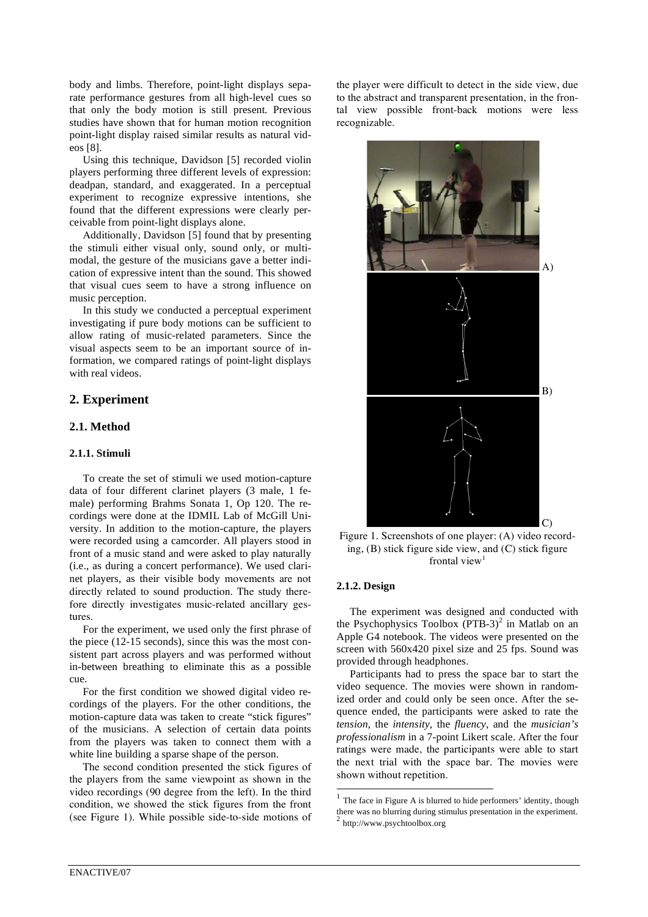body and limbs. Therefore, point-light displays separate performance gestures from all high-level cues so that only the body motion is still present. Previous studies have shown that for human motion recognition point-light display raised similar results as natural videos [8].

Using this technique, Davidson [5] recorded violin players performing three different levels of expression: deadpan, standard, and exaggerated. In a perceptual experiment to recognize expressive intentions, she found that the different expressions were clearly perceivable from point-light displays alone.

Additionally, Davidson [5] found that by presenting the stimuli either visual only, sound only, or multimodal, the gesture of the musicians gave a better indication of expressive intent than the sound. This showed that visual cues seem to have a strong influence on music perception.

In this study we conducted a perceptual experiment investigating if pure body motions can be sufficient to allow rating of music-related parameters. Since the visual aspects seem to be an important source of information, we compared ratings of point-light displays with real videos.

## 2. Experiment

### 2.1. Method

#### 2.1.1. Stimuli

To create the set of stimuli we used motion-capture data of four different clarinet players (3 male, 1 female) performing Brahms Sonata 1, Op 120. The recordings were done at the IDMIL Lab of McGill University. In addition to the motion-capture, the players were recorded using a camcorder. All players stood in front of a music stand and were asked to play naturally (i.e., as during a concert performance). We used clarinet players, as their visible body movements are not directly related to sound production. The study therefore directly investigates music-related ancillary gestures.

For the experiment, we used only the first phrase of the piece (12-15 seconds), since this was the most consistent part across players and was performed without in-between breathing to eliminate this as a possible cue.

For the first condition we showed digital video recordings of the players. For the other conditions, the motion-capture data was taken to create "stick figures" of the musicians. A selection of certain data points from the players was taken to connect them with a white line building a sparse shape of the person.

The second condition presented the stick figures of the players from the same viewpoint as shown in the video recordings (90 degree from the left). In the third condition, we showed the stick figures from the front (see Figure 1). While possible side-to-side motions of the player were difficult to detect in the side view, due to the abstract and transparent presentation, in the frontal view possible front-back motions were less recognizable.

Figure 1. Screenshots of one player: (A) video recording, (B) stick figure side view, and (C) stick figure frontal view[1]

#### 2.1.2. Design

The experiment was designed and conducted with the Psychophysics Toolbox (PTB-3)[2] in Matlab on an Apple G4 notebook. The videos were presented on the screen with 560x420 pixel size and 25 fps. Sound was provided through headphones.

Participants had to press the space bar to start the video sequence. The movies were shown in randomized order and could only be seen once. After the sequence ended, the participants were asked to rate the *tension*, the *intensity*, the *fluency*, and the *musician's professionalism* in a 7-point Likert scale. After the four ratings were made, the participants were able to start the next trial with the space bar. The movies were shown without repetition.

[1] The face in Figure A is blurred to hide performers' identity, though there was no blurring during stimulus presentation in the experiment.

[2] http://www.psychtoolbox.org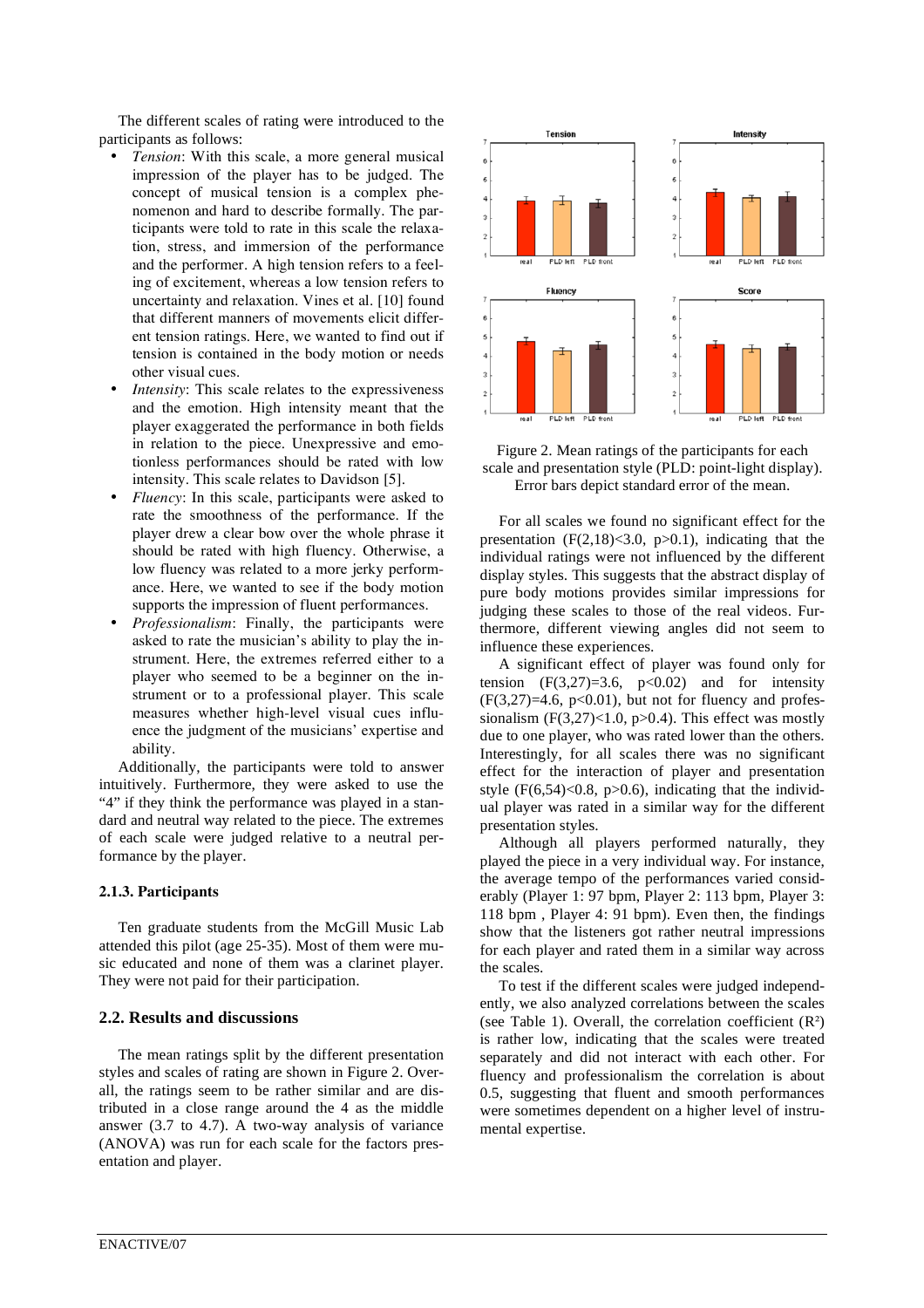The different scales of rating were introduced to the participants as follows:

- *Tension*: With this scale, a more general musical impression of the player has to be judged. The concept of musical tension is a complex phenomenon and hard to describe formally. The participants were told to rate in this scale the relaxation, stress, and immersion of the performance and the performer. A high tension refers to a feeling of excitement, whereas a low tension refers to uncertainty and relaxation. Vines et al. [10] found that different manners of movements elicit different tension ratings. Here, we wanted to find out if tension is contained in the body motion or needs other visual cues.
- *Intensity*: This scale relates to the expressiveness and the emotion. High intensity meant that the player exaggerated the performance in both fields in relation to the piece. Unexpressive and emotionless performances should be rated with low intensity. This scale relates to Davidson [5].
- *Fluency*: In this scale, participants were asked to rate the smoothness of the performance. If the player drew a clear bow over the whole phrase it should be rated with high fluency. Otherwise, a low fluency was related to a more jerky performance. Here, we wanted to see if the body motion supports the impression of fluent performances.
- *Professionalism*: Finally, the participants were asked to rate the musician's ability to play the instrument. Here, the extremes referred either to a player who seemed to be a beginner on the instrument or to a professional player. This scale measures whether high-level visual cues influence the judgment of the musicians' expertise and ability.

Additionally, the participants were told to answer intuitively. Furthermore, they were asked to use the "4" if they think the performance was played in a standard and neutral way related to the piece. The extremes of each scale were judged relative to a neutral performance by the player.

### 2.1.3. Participants

Ten graduate students from the McGill Music Lab attended this pilot (age 25-35). Most of them were music educated and none of them was a clarinet player. They were not paid for their participation.

## 2.2. Results and discussions

The mean ratings split by the different presentation styles and scales of rating are shown in Figure 2. Overall, the ratings seem to be rather similar and are distributed in a close range around the 4 as the middle answer (3.7 to 4.7). A two-way analysis of variance (ANOVA) was run for each scale for the factors presentation and player.

Figure 2. Mean ratings of the participants for each scale and presentation style (PLD: point-light display). Error bars depict standard error of the mean.

For all scales we found no significant effect for the presentation ($F(2,18)<3.0$, $p>0.1$), indicating that the individual ratings were not influenced by the different display styles. This suggests that the abstract display of pure body motions provides similar impressions for judging these scales to those of the real videos. Furthermore, different viewing angles did not seem to influence these experiences.

A significant effect of player was found only for tension ($F(3,27)=3.6$, $p<0.02$) and for intensity ($F(3,27)=4.6$, $p<0.01$), but not for fluency and professionalism ($F(3,27)<1.0$, $p>0.4$). This effect was mostly due to one player, who was rated lower than the others. Interestingly, for all scales there was no significant effect for the interaction of player and presentation style ($F(6,54)<0.8$, $p>0.6$), indicating that the individual player was rated in a similar way for the different presentation styles.

Although all players performed naturally, they played the piece in a very individual way. For instance, the average tempo of the performances varied considerably (Player 1: 97 bpm, Player 2: 113 bpm, Player 3: 118 bpm , Player 4: 91 bpm). Even then, the findings show that the listeners got rather neutral impressions for each player and rated them in a similar way across the scales.

To test if the different scales were judged independently, we also analyzed correlations between the scales (see Table 1). Overall, the correlation coefficient ($R^2$) is rather low, indicating that the scales were treated separately and did not interact with each other. For fluency and professionalism the correlation is about 0.5, suggesting that fluent and smooth performances were sometimes dependent on a higher level of instrumental expertise.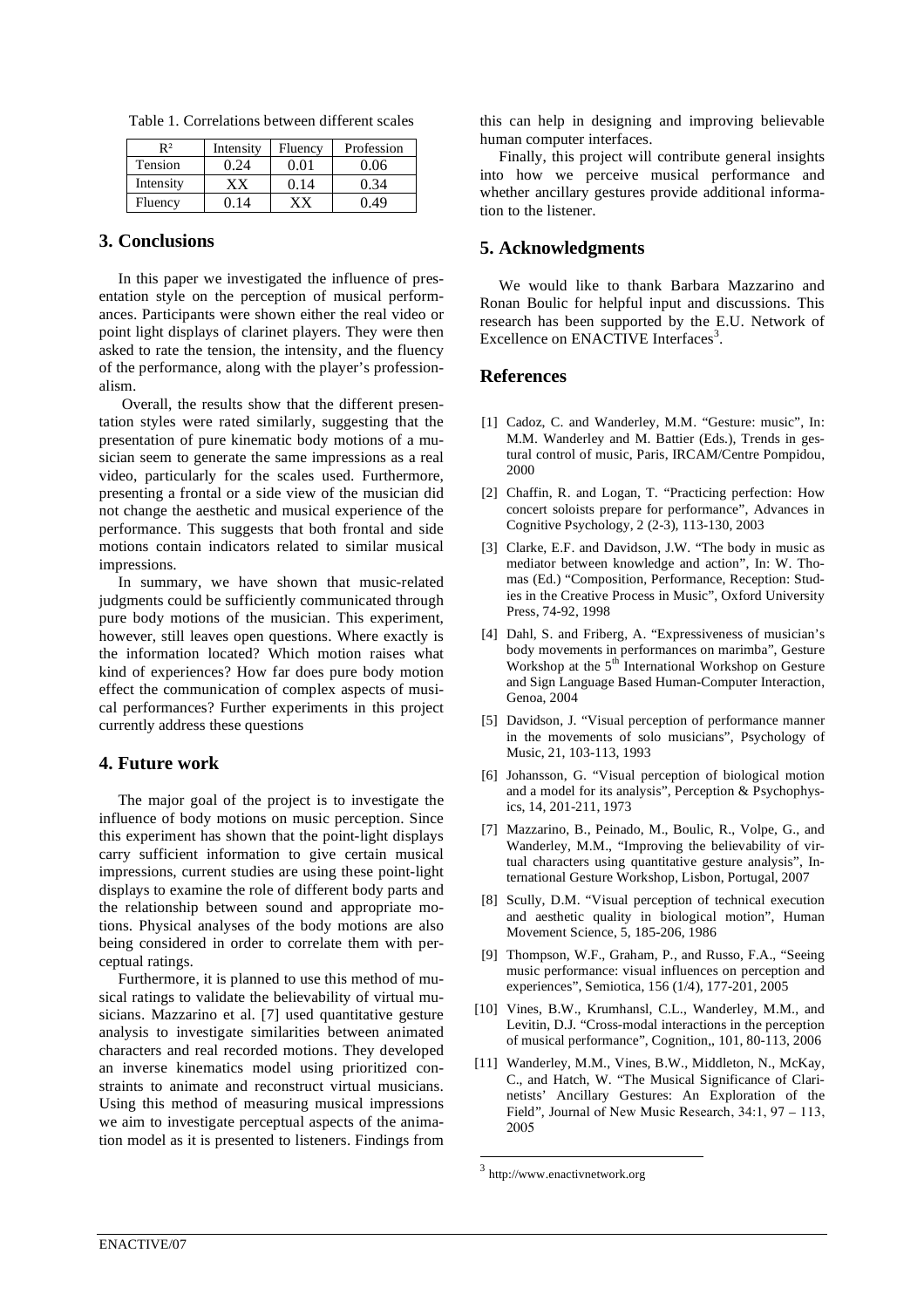Table 1. Correlations between different scales

| $R^2$ | Intensity | Fluency | Profession |
| --- | --- | --- | --- |
| Tension | 0.24 | 0.01 | 0.06 |
| Intensity | XX | 0.14 | 0.34 |
| Fluency | 0.14 | XX | 0.49 |

## 3. Conclusions

In this paper we investigated the influence of presentation style on the perception of musical performances. Participants were shown either the real video or point light displays of clarinet players. They were then asked to rate the tension, the intensity, and the fluency of the performance, along with the player's professionalism.

Overall, the results show that the different presentation styles were rated similarly, suggesting that the presentation of pure kinematic body motions of a musician seem to generate the same impressions as a real video, particularly for the scales used. Furthermore, presenting a frontal or a side view of the musician did not change the aesthetic and musical experience of the performance. This suggests that both frontal and side motions contain indicators related to similar musical impressions.

In summary, we have shown that music-related judgments could be sufficiently communicated through pure body motions of the musician. This experiment, however, still leaves open questions. Where exactly is the information located? Which motion raises what kind of experiences? How far does pure body motion effect the communication of complex aspects of musical performances? Further experiments in this project currently address these questions

## 4. Future work

The major goal of the project is to investigate the influence of body motions on music perception. Since this experiment has shown that the point-light displays carry sufficient information to give certain musical impressions, current studies are using these point-light displays to examine the role of different body parts and the relationship between sound and appropriate motions. Physical analyses of the body motions are also being considered in order to correlate them with perceptual ratings.

Furthermore, it is planned to use this method of musical ratings to validate the believability of virtual musicians. Mazzarino et al. [7] used quantitative gesture analysis to investigate similarities between animated characters and real recorded motions. They developed an inverse kinematics model using prioritized constraints to animate and reconstruct virtual musicians. Using this method of measuring musical impressions we aim to investigate perceptual aspects of the animation model as it is presented to listeners. Findings from this can help in designing and improving believable human computer interfaces.

Finally, this project will contribute general insights into how we perceive musical performance and whether ancillary gestures provide additional information to the listener.

## 5. Acknowledgments

We would like to thank Barbara Mazzarino and Ronan Boulic for helpful input and discussions. This research has been supported by the E.U. Network of Excellence on ENACTIVE Interfaces[3].

## References

[1] Cadoz, C. and Wanderley, M.M. "Gesture: music", In: M.M. Wanderley and M. Battier (Eds.), Trends in gestural control of music, Paris, IRCAM/Centre Pompidou, 2000

[2] Chaffin, R. and Logan, T. "Practicing perfection: How concert soloists prepare for performance", Advances in Cognitive Psychology, 2 (2-3), 113-130, 2003

[3] Clarke, E.F. and Davidson, J.W. "The body in music as mediator between knowledge and action", In: W. Thomas (Ed.) "Composition, Performance, Reception: Studies in the Creative Process in Music", Oxford University Press, 74-92, 1998

[4] Dahl, S. and Friberg, A. "Expressiveness of musician's body movements in performances on marimba", Gesture Workshop at the 5th International Workshop on Gesture and Sign Language Based Human-Computer Interaction, Genoa, 2004

[5] Davidson, J. "Visual perception of performance manner in the movements of solo musicians", Psychology of Music, 21, 103-113, 1993

[6] Johansson, G. "Visual perception of biological motion and a model for its analysis", Perception & Psychophysics, 14, 201-211, 1973

[7] Mazzarino, B., Peinado, M., Boulic, R., Volpe, G., and Wanderley, M.M., "Improving the believability of virtual characters using quantitative gesture analysis", International Gesture Workshop, Lisbon, Portugal, 2007

[8] Scully, D.M. "Visual perception of technical execution and aesthetic quality in biological motion", Human Movement Science, 5, 185-206, 1986

[9] Thompson, W.F., Graham, P., and Russo, F.A., "Seeing music performance: visual influences on perception and experiences", Semiotica, 156 (1/4), 177-201, 2005

[10] Vines, B.W., Krumhansl, C.L., Wanderley, M.M., and Levitin, D.J. "Cross-modal interactions in the perception of musical performance", Cognition,, 101, 80-113, 2006

[11] Wanderley, M.M., Vines, B.W., Middleton, N., McKay, C., and Hatch, W. "The Musical Significance of Clarinetists' Ancillary Gestures: An Exploration of the Field", Journal of New Music Research, 34:1, 97 – 113, 2005

---

[3] http://www.enactivnetwork.org